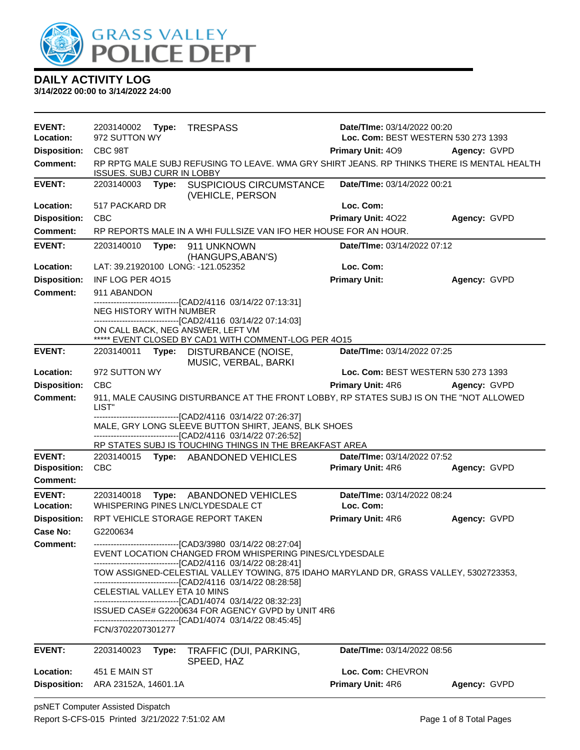# DAILY ACTIVITY LOG

**3/14/2022 00:00 to 3/14/2022 24:00**

---

**EVENT:** 2203140002 **Type:** TRESPASS **Date/TIme:** 03/14/2022 00:20
**Location:** 972 SUTTON WY **Loc. Com:** BEST WESTERN 530 273 1393
**Disposition:** CBC 98T **Primary Unit:** 4O9 **Agency:** GVPD
**Comment:** RP RPTG MALE SUBJ REFUSING TO LEAVE. WMA GRY SHIRT JEANS. RP THINKS THERE IS MENTAL HEALTH ISSUES. SUBJ CURR IN LOBBY

---

**EVENT:** 2203140003 **Type:** SUSPICIOUS CIRCUMSTANCE (VEHICLE, PERSON **Date/TIme:** 03/14/2022 00:21
**Location:** 517 PACKARD DR **Loc. Com:**
**Disposition:** CBC **Primary Unit:** 4O22 **Agency:** GVPD
**Comment:** RP REPORTS MALE IN A WHI FULLSIZE VAN IFO HER HOUSE FOR AN HOUR.

---

**EVENT:** 2203140010 **Type:** 911 UNKNOWN (HANGUPS,ABAN'S) **Date/TIme:** 03/14/2022 07:12
**Location:** LAT: 39.21920100 LONG: -121.052352 **Loc. Com:**
**Disposition:** INF LOG PER 4O15 **Primary Unit:** **Agency:** GVPD
**Comment:** 911 ABANDON
------------------------------[CAD2/4116 03/14/22 07:13:31]
NEG HISTORY WITH NUMBER
------------------------------[CAD2/4116 03/14/22 07:14:03]
ON CALL BACK, NEG ANSWER, LEFT VM
***** EVENT CLOSED BY CAD1 WITH COMMENT-LOG PER 4O15

---

**EVENT:** 2203140011 **Type:** DISTURBANCE (NOISE, MUSIC, VERBAL, BARKI **Date/TIme:** 03/14/2022 07:25
**Location:** 972 SUTTON WY **Loc. Com:** BEST WESTERN 530 273 1393
**Disposition:** CBC **Primary Unit:** 4R6 **Agency:** GVPD
**Comment:** 911, MALE CAUSING DISTURBANCE AT THE FRONT LOBBY, RP STATES SUBJ IS ON THE "NOT ALLOWED LIST"
------------------------------[CAD2/4116 03/14/22 07:26:37]
MALE, GRY LONG SLEEVE BUTTON SHIRT, JEANS, BLK SHOES
------------------------------[CAD2/4116 03/14/22 07:26:52]
RP STATES SUBJ IS TOUCHING THINGS IN THE BREAKFAST AREA

---

**EVENT:** 2203140015 **Type:** ABANDONED VEHICLES **Date/TIme:** 03/14/2022 07:52
**Disposition:** CBC **Primary Unit:** 4R6 **Agency:** GVPD
**Comment:**

---

**EVENT:** 2203140018 **Type:** ABANDONED VEHICLES **Date/TIme:** 03/14/2022 08:24
**Location:** WHISPERING PINES LN/CLYDESDALE CT **Loc. Com:**
**Disposition:** RPT VEHICLE STORAGE REPORT TAKEN **Primary Unit:** 4R6 **Agency:** GVPD
**Case No:** G2200634
**Comment:**
------------------------------[CAD3/3980 03/14/22 08:27:04]
EVENT LOCATION CHANGED FROM WHISPERING PINES/CLYDESDALE
------------------------------[CAD2/4116 03/14/22 08:28:41]
TOW ASSIGNED-CELESTIAL VALLEY TOWING, 875 IDAHO MARYLAND DR, GRASS VALLEY, 5302723353,
------------------------------[CAD2/4116 03/14/22 08:28:58]
CELESTIAL VALLEY ETA 10 MINS
------------------------------[CAD1/4074 03/14/22 08:32:23]
ISSUED CASE# G2200634 FOR AGENCY GVPD by UNIT 4R6
------------------------------[CAD1/4074 03/14/22 08:45:45]
FCN/3702207301277

---

**EVENT:** 2203140023 **Type:** TRAFFIC (DUI, PARKING, SPEED, HAZ **Date/TIme:** 03/14/2022 08:56
**Location:** 451 E MAIN ST **Loc. Com:** CHEVRON
**Disposition:** ARA 23152A, 14601.1A **Primary Unit:** 4R6 **Agency:** GVPD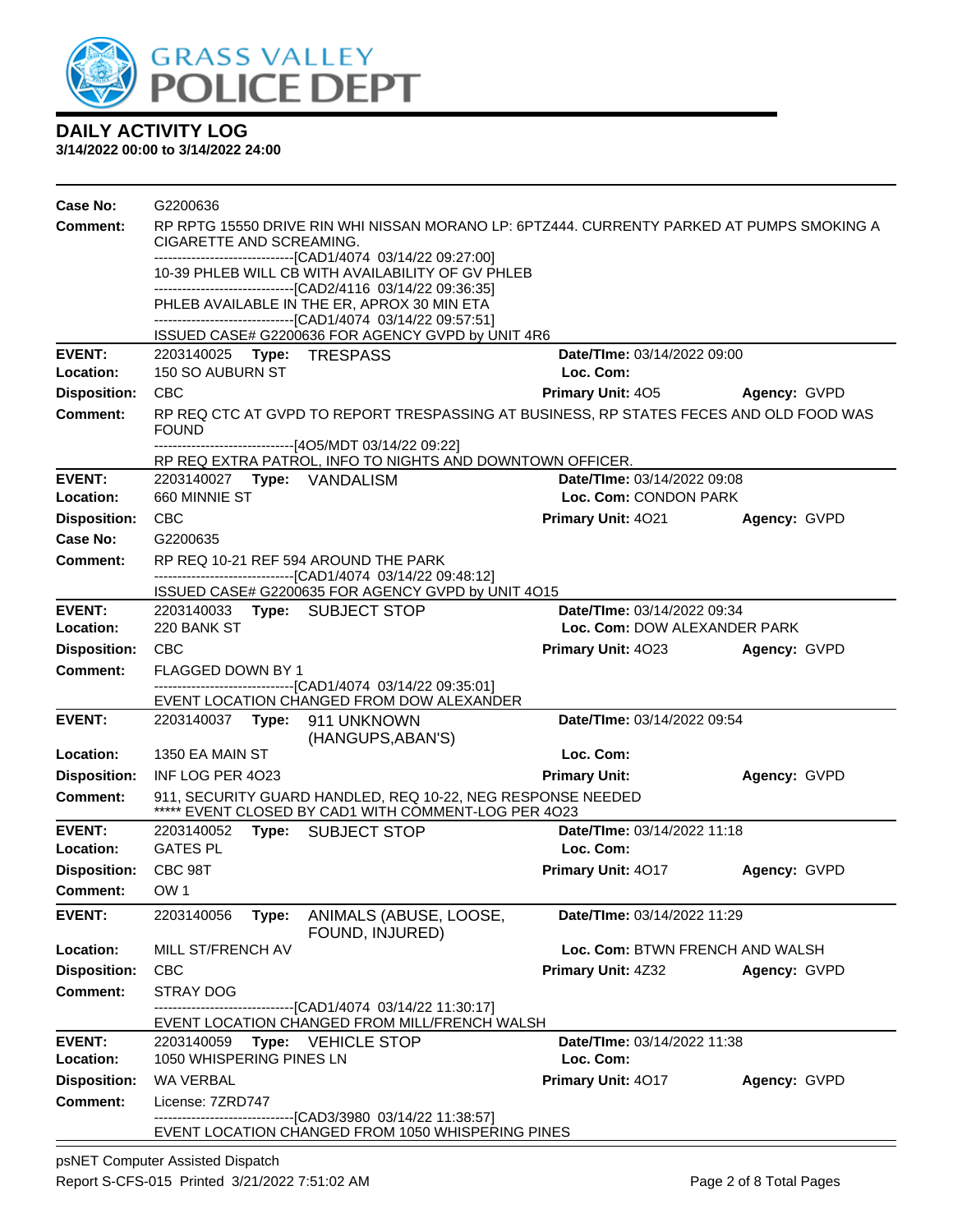# DAILY ACTIVITY LOG

**3/14/2022 00:00 to 3/14/2022 24:00**

**Case No:** G2200636

**Comment:** RP RPTG 15550 DRIVE RIN WHI NISSAN MORANO LP: 6PTZ444. CURRENTY PARKED AT PUMPS SMOKING A CIGARETTE AND SCREAMING.
------------------------------[CAD1/4074 03/14/22 09:27:00]
10-39 PHLEB WILL CB WITH AVAILABILITY OF GV PHLEB
------------------------------[CAD2/4116 03/14/22 09:36:35]
PHLEB AVAILABLE IN THE ER, APROX 30 MIN ETA
------------------------------[CAD1/4074 03/14/22 09:57:51]
ISSUED CASE# G2200636 FOR AGENCY GVPD by UNIT 4R6

---

**EVENT:** 2203140025 **Type:** TRESPASS **Date/TIme:** 03/14/2022 09:00
**Location:** 150 SO AUBURN ST **Loc. Com:**
**Disposition:** CBC **Primary Unit:** 4O5 **Agency:** GVPD
**Comment:** RP REQ CTC AT GVPD TO REPORT TRESPASSING AT BUSINESS, RP STATES FECES AND OLD FOOD WAS FOUND
------------------------------[4O5/MDT 03/14/22 09:22]
RP REQ EXTRA PATROL, INFO TO NIGHTS AND DOWNTOWN OFFICER.

---

**EVENT:** 2203140027 **Type:** VANDALISM **Date/TIme:** 03/14/2022 09:08
**Location:** 660 MINNIE ST **Loc. Com:** CONDON PARK
**Disposition:** CBC **Primary Unit:** 4O21 **Agency:** GVPD
**Case No:** G2200635
**Comment:** RP REQ 10-21 REF 594 AROUND THE PARK
------------------------------[CAD1/4074 03/14/22 09:48:12]
ISSUED CASE# G2200635 FOR AGENCY GVPD by UNIT 4O15

---

**EVENT:** 2203140033 **Type:** SUBJECT STOP **Date/TIme:** 03/14/2022 09:34
**Location:** 220 BANK ST **Loc. Com:** DOW ALEXANDER PARK
**Disposition:** CBC **Primary Unit:** 4O23 **Agency:** GVPD
**Comment:** FLAGGED DOWN BY 1
------------------------------[CAD1/4074 03/14/22 09:35:01]
EVENT LOCATION CHANGED FROM DOW ALEXANDER

---

**EVENT:** 2203140037 **Type:** 911 UNKNOWN (HANGUPS,ABAN'S) **Date/TIme:** 03/14/2022 09:54
**Location:** 1350 EA MAIN ST **Loc. Com:**
**Disposition:** INF LOG PER 4O23 **Primary Unit:** **Agency:** GVPD
**Comment:** 911, SECURITY GUARD HANDLED, REQ 10-22, NEG RESPONSE NEEDED
***** EVENT CLOSED BY CAD1 WITH COMMENT-LOG PER 4O23

---

**EVENT:** 2203140052 **Type:** SUBJECT STOP **Date/TIme:** 03/14/2022 11:18
**Location:** GATES PL **Loc. Com:**
**Disposition:** CBC 98T **Primary Unit:** 4O17 **Agency:** GVPD
**Comment:** OW 1

---

**EVENT:** 2203140056 **Type:** ANIMALS (ABUSE, LOOSE, FOUND, INJURED) **Date/TIme:** 03/14/2022 11:29
**Location:** MILL ST/FRENCH AV **Loc. Com:** BTWN FRENCH AND WALSH
**Disposition:** CBC **Primary Unit:** 4Z32 **Agency:** GVPD
**Comment:** STRAY DOG
------------------------------[CAD1/4074 03/14/22 11:30:17]
EVENT LOCATION CHANGED FROM MILL/FRENCH WALSH

---

**EVENT:** 2203140059 **Type:** VEHICLE STOP **Date/TIme:** 03/14/2022 11:38
**Location:** 1050 WHISPERING PINES LN **Loc. Com:**
**Disposition:** WA VERBAL **Primary Unit:** 4O17 **Agency:** GVPD
**Comment:** License: 7ZRD747
------------------------------[CAD3/3980 03/14/22 11:38:57]
EVENT LOCATION CHANGED FROM 1050 WHISPERING PINES

---

psNET Computer Assisted Dispatch
Report S-CFS-015 Printed 3/21/2022 7:51:02 AM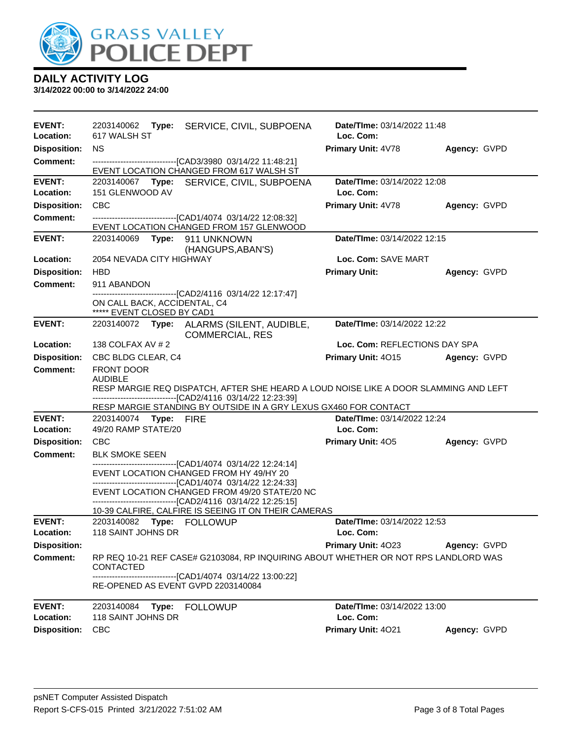# GRASS VALLEY POLICE DEPT

## DAILY ACTIVITY LOG

**3/14/2022 00:00 to 3/14/2022 24:00**

---

**EVENT:** 2203140062 **Type:** SERVICE, CIVIL, SUBPOENA **Date/TIme:** 03/14/2022 11:48
**Location:** 617 WALSH ST **Loc. Com:**
**Disposition:** NS **Primary Unit:** 4V78 **Agency:** GVPD
**Comment:**
------------------------------[CAD3/3980 03/14/22 11:48:21]
EVENT LOCATION CHANGED FROM 617 WALSH ST

---

**EVENT:** 2203140067 **Type:** SERVICE, CIVIL, SUBPOENA **Date/TIme:** 03/14/2022 12:08
**Location:** 151 GLENWOOD AV **Loc. Com:**
**Disposition:** CBC **Primary Unit:** 4V78 **Agency:** GVPD
**Comment:**
------------------------------[CAD1/4074 03/14/22 12:08:32]
EVENT LOCATION CHANGED FROM 157 GLENWOOD

---

**EVENT:** 2203140069 **Type:** 911 UNKNOWN (HANGUPS,ABAN'S) **Date/TIme:** 03/14/2022 12:15
**Location:** 2054 NEVADA CITY HIGHWAY **Loc. Com:** SAVE MART
**Disposition:** HBD **Primary Unit:** **Agency:** GVPD
**Comment:** 911 ABANDON
------------------------------[CAD2/4116 03/14/22 12:17:47]
ON CALL BACK, ACCIDENTAL, C4
***** EVENT CLOSED BY CAD1

---

**EVENT:** 2203140072 **Type:** ALARMS (SILENT, AUDIBLE, COMMERCIAL, RES **Date/TIme:** 03/14/2022 12:22
**Location:** 138 COLFAX AV # 2 **Loc. Com:** REFLECTIONS DAY SPA
**Disposition:** CBC BLDG CLEAR, C4 **Primary Unit:** 4O15 **Agency:** GVPD
**Comment:** FRONT DOOR
AUDIBLE
RESP MARGIE REQ DISPATCH, AFTER SHE HEARD A LOUD NOISE LIKE A DOOR SLAMMING AND LEFT
------------------------------[CAD2/4116 03/14/22 12:23:39]
RESP MARGIE STANDING BY OUTSIDE IN A GRY LEXUS GX460 FOR CONTACT

---

**EVENT:** 2203140074 **Type:** FIRE **Date/TIme:** 03/14/2022 12:24
**Location:** 49/20 RAMP STATE/20 **Loc. Com:**
**Disposition:** CBC **Primary Unit:** 4O5 **Agency:** GVPD
**Comment:** BLK SMOKE SEEN
------------------------------[CAD1/4074 03/14/22 12:24:14]
EVENT LOCATION CHANGED FROM HY 49/HY 20
------------------------------[CAD1/4074 03/14/22 12:24:33]
EVENT LOCATION CHANGED FROM 49/20 STATE/20 NC
------------------------------[CAD2/4116 03/14/22 12:25:15]
10-39 CALFIRE, CALFIRE IS SEEING IT ON THEIR CAMERAS

---

**EVENT:** 2203140082 **Type:** FOLLOWUP **Date/TIme:** 03/14/2022 12:53
**Location:** 118 SAINT JOHNS DR **Loc. Com:**
**Disposition:** **Primary Unit:** 4O23 **Agency:** GVPD
**Comment:** RP REQ 10-21 REF CASE# G2103084, RP INQUIRING ABOUT WHETHER OR NOT RPS LANDLORD WAS CONTACTED
------------------------------[CAD1/4074 03/14/22 13:00:22]
RE-OPENED AS EVENT GVPD 2203140084

---

**EVENT:** 2203140084 **Type:** FOLLOWUP **Date/TIme:** 03/14/2022 13:00
**Location:** 118 SAINT JOHNS DR **Loc. Com:**
**Disposition:** CBC **Primary Unit:** 4O21 **Agency:** GVPD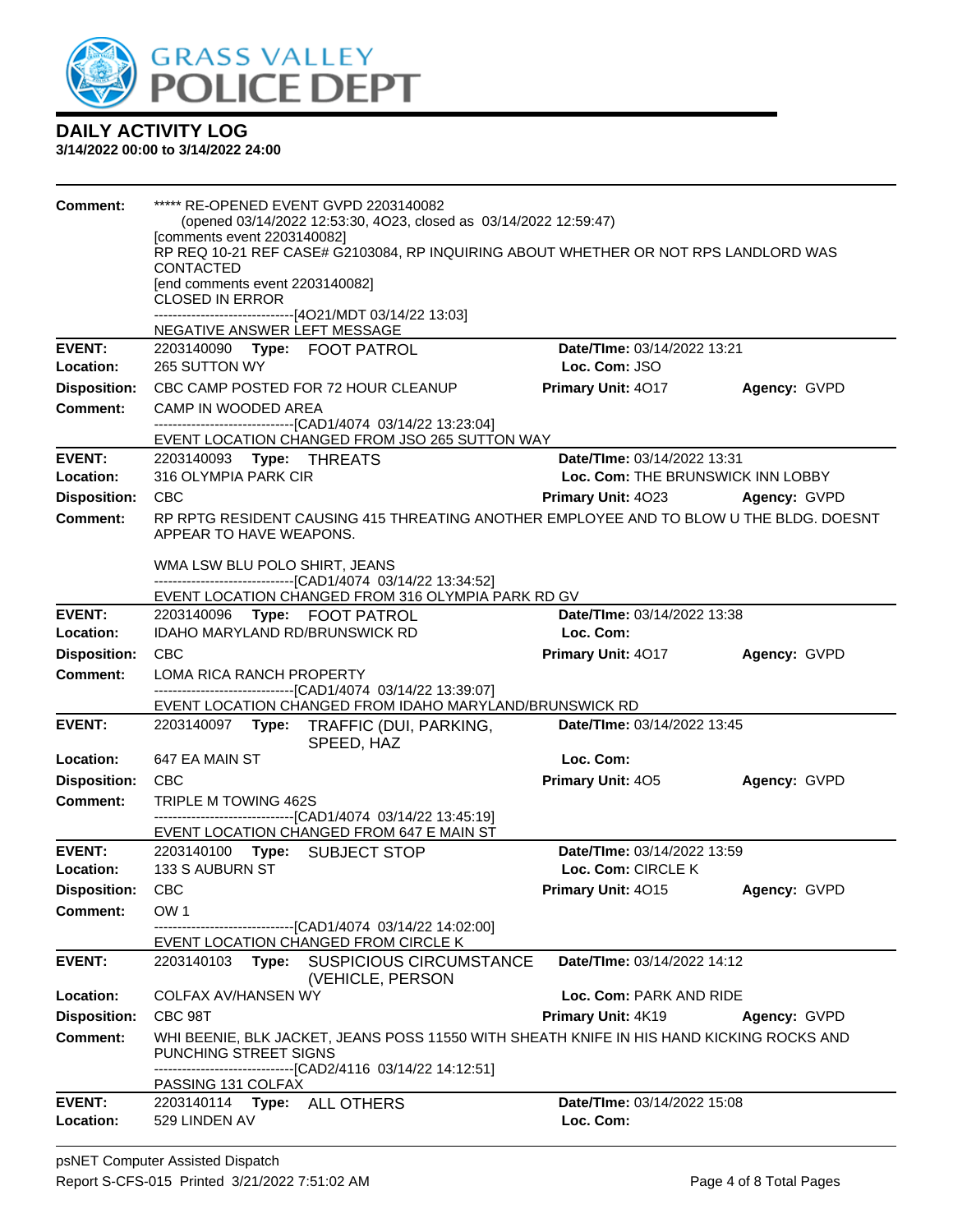# DAILY ACTIVITY LOG

**3/14/2022 00:00 to 3/14/2022 24:00**

**Comment:** ***** RE-OPENED EVENT GVPD 2203140082
(opened 03/14/2022 12:53:30, 4O23, closed as 03/14/2022 12:59:47)
[comments event 2203140082]
RP REQ 10-21 REF CASE# G2103084, RP INQUIRING ABOUT WHETHER OR NOT RPS LANDLORD WAS CONTACTED
[end comments event 2203140082]
CLOSED IN ERROR
------------------------------[4O21/MDT 03/14/22 13:03]
NEGATIVE ANSWER LEFT MESSAGE

---

**EVENT:** 2203140090 **Type:** FOOT PATROL **Date/TIme:** 03/14/2022 13:21
**Location:** 265 SUTTON WY **Loc. Com:** JSO
**Disposition:** CBC CAMP POSTED FOR 72 HOUR CLEANUP **Primary Unit:** 4O17 **Agency:** GVPD
**Comment:** CAMP IN WOODED AREA
------------------------------[CAD1/4074 03/14/22 13:23:04]
EVENT LOCATION CHANGED FROM JSO 265 SUTTON WAY

---

**EVENT:** 2203140093 **Type:** THREATS **Date/TIme:** 03/14/2022 13:31
**Location:** 316 OLYMPIA PARK CIR **Loc. Com:** THE BRUNSWICK INN LOBBY
**Disposition:** CBC **Primary Unit:** 4O23 **Agency:** GVPD
**Comment:** RP RPTG RESIDENT CAUSING 415 THREATING ANOTHER EMPLOYEE AND TO BLOW U THE BLDG. DOESNT APPEAR TO HAVE WEAPONS.

WMA LSW BLU POLO SHIRT, JEANS
------------------------------[CAD1/4074 03/14/22 13:34:52]
EVENT LOCATION CHANGED FROM 316 OLYMPIA PARK RD GV

---

**EVENT:** 2203140096 **Type:** FOOT PATROL **Date/TIme:** 03/14/2022 13:38
**Location:** IDAHO MARYLAND RD/BRUNSWICK RD **Loc. Com:**
**Disposition:** CBC **Primary Unit:** 4O17 **Agency:** GVPD
**Comment:** LOMA RICA RANCH PROPERTY
------------------------------[CAD1/4074 03/14/22 13:39:07]
EVENT LOCATION CHANGED FROM IDAHO MARYLAND/BRUNSWICK RD

---

**EVENT:** 2203140097 **Type:** TRAFFIC (DUI, PARKING, SPEED, HAZ **Date/TIme:** 03/14/2022 13:45
**Location:** 647 EA MAIN ST **Loc. Com:**
**Disposition:** CBC **Primary Unit:** 4O5 **Agency:** GVPD
**Comment:** TRIPLE M TOWING 462S
------------------------------[CAD1/4074 03/14/22 13:45:19]
EVENT LOCATION CHANGED FROM 647 E MAIN ST

---

**EVENT:** 2203140100 **Type:** SUBJECT STOP **Date/TIme:** 03/14/2022 13:59
**Location:** 133 S AUBURN ST **Loc. Com:** CIRCLE K
**Disposition:** CBC **Primary Unit:** 4O15 **Agency:** GVPD
**Comment:** OW 1
------------------------------[CAD1/4074 03/14/22 14:02:00]
EVENT LOCATION CHANGED FROM CIRCLE K

---

**EVENT:** 2203140103 **Type:** SUSPICIOUS CIRCUMSTANCE (VEHICLE, PERSON **Date/TIme:** 03/14/2022 14:12
**Location:** COLFAX AV/HANSEN WY **Loc. Com:** PARK AND RIDE
**Disposition:** CBC 98T **Primary Unit:** 4K19 **Agency:** GVPD
**Comment:** WHI BEENIE, BLK JACKET, JEANS POSS 11550 WITH SHEATH KNIFE IN HIS HAND KICKING ROCKS AND PUNCHING STREET SIGNS
------------------------------[CAD2/4116 03/14/22 14:12:51]
PASSING 131 COLFAX

---

**EVENT:** 2203140114 **Type:** ALL OTHERS **Date/TIme:** 03/14/2022 15:08
**Location:** 529 LINDEN AV **Loc. Com:**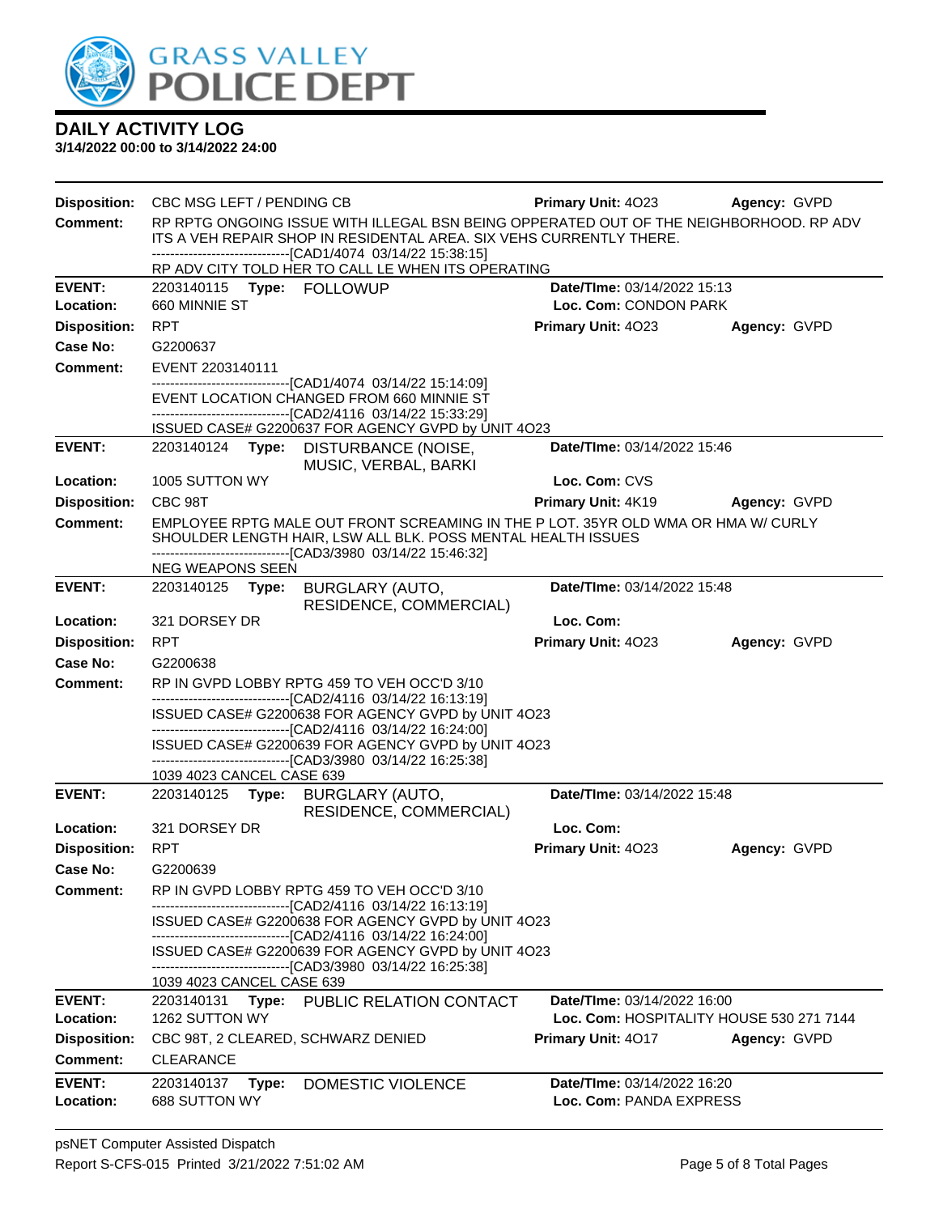# DAILY ACTIVITY LOG

**3/14/2022 00:00 to 3/14/2022 24:00**

**Disposition:** CBC MSG LEFT / PENDING CB **Primary Unit:** 4O23 **Agency:** GVPD

**Comment:** RP RPTG ONGOING ISSUE WITH ILLEGAL BSN BEING OPPERATED OUT OF THE NEIGHBORHOOD. RP ADV ITS A VEH REPAIR SHOP IN RESIDENTAL AREA. SIX VEHS CURRENTLY THERE.
------------------------------[CAD1/4074 03/14/22 15:38:15]
RP ADV CITY TOLD HER TO CALL LE WHEN ITS OPERATING

---

**EVENT:** 2203140115 **Type:** FOLLOWUP **Date/TIme:** 03/14/2022 15:13
**Location:** 660 MINNIE ST **Loc. Com:** CONDON PARK
**Disposition:** RPT **Primary Unit:** 4O23 **Agency:** GVPD
**Case No:** G2200637
**Comment:** EVENT 2203140111
------------------------------[CAD1/4074 03/14/22 15:14:09]
EVENT LOCATION CHANGED FROM 660 MINNIE ST
------------------------------[CAD2/4116 03/14/22 15:33:29]
ISSUED CASE# G2200637 FOR AGENCY GVPD by UNIT 4O23

---

**EVENT:** 2203140124 **Type:** DISTURBANCE (NOISE, MUSIC, VERBAL, BARKI **Date/TIme:** 03/14/2022 15:46
**Location:** 1005 SUTTON WY **Loc. Com:** CVS
**Disposition:** CBC 98T **Primary Unit:** 4K19 **Agency:** GVPD
**Comment:** EMPLOYEE RPTG MALE OUT FRONT SCREAMING IN THE P LOT. 35YR OLD WMA OR HMA W/ CURLY SHOULDER LENGTH HAIR, LSW ALL BLK. POSS MENTAL HEALTH ISSUES
------------------------------[CAD3/3980 03/14/22 15:46:32]
NEG WEAPONS SEEN

---

**EVENT:** 2203140125 **Type:** BURGLARY (AUTO, RESIDENCE, COMMERCIAL) **Date/TIme:** 03/14/2022 15:48
**Location:** 321 DORSEY DR **Loc. Com:**
**Disposition:** RPT **Primary Unit:** 4O23 **Agency:** GVPD
**Case No:** G2200638
**Comment:** RP IN GVPD LOBBY RPTG 459 TO VEH OCC'D 3/10
------------------------------[CAD2/4116 03/14/22 16:13:19]
ISSUED CASE# G2200638 FOR AGENCY GVPD by UNIT 4O23
------------------------------[CAD2/4116 03/14/22 16:24:00]
ISSUED CASE# G2200639 FOR AGENCY GVPD by UNIT 4O23
------------------------------[CAD3/3980 03/14/22 16:25:38]
1039 4023 CANCEL CASE 639

---

**EVENT:** 2203140125 **Type:** BURGLARY (AUTO, RESIDENCE, COMMERCIAL) **Date/TIme:** 03/14/2022 15:48
**Location:** 321 DORSEY DR **Loc. Com:**
**Disposition:** RPT **Primary Unit:** 4O23 **Agency:** GVPD
**Case No:** G2200639
**Comment:** RP IN GVPD LOBBY RPTG 459 TO VEH OCC'D 3/10
------------------------------[CAD2/4116 03/14/22 16:13:19]
ISSUED CASE# G2200638 FOR AGENCY GVPD by UNIT 4O23
------------------------------[CAD2/4116 03/14/22 16:24:00]
ISSUED CASE# G2200639 FOR AGENCY GVPD by UNIT 4O23
------------------------------[CAD3/3980 03/14/22 16:25:38]
1039 4023 CANCEL CASE 639

---

**EVENT:** 2203140131 **Type:** PUBLIC RELATION CONTACT **Date/TIme:** 03/14/2022 16:00
**Location:** 1262 SUTTON WY **Loc. Com:** HOSPITALITY HOUSE 530 271 7144
**Disposition:** CBC 98T, 2 CLEARED, SCHWARZ DENIED **Primary Unit:** 4O17 **Agency:** GVPD
**Comment:** CLEARANCE

---

**EVENT:** 2203140137 **Type:** DOMESTIC VIOLENCE **Date/TIme:** 03/14/2022 16:20
**Location:** 688 SUTTON WY **Loc. Com:** PANDA EXPRESS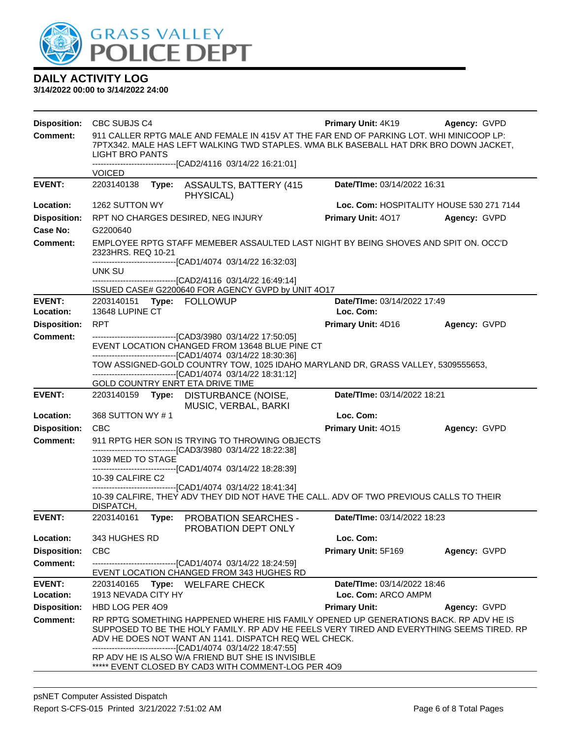# GRASS VALLEY POLICE DEPT

## DAILY ACTIVITY LOG

**3/14/2022 00:00 to 3/14/2022 24:00**

| | | | |
|---|---|---|---|
| **Disposition:** | CBC SUBJS C4 | **Primary Unit:** 4K19 | **Agency:** GVPD |
| **Comment:** | 911 CALLER RPTG MALE AND FEMALE IN 415V AT THE FAR END OF PARKING LOT. WHI MINICOOP LP: 7PTX342. MALE HAS LEFT WALKING TWD STAPLES. WMA BLK BASEBALL HAT DRK BRO DOWN JACKET, LIGHT BRO PANTS<br>------------------------------[CAD2/4116 03/14/22 16:21:01]<br>VOICED | | |

| | | | |
|---|---|---|---|
| **EVENT:** | 2203140138 **Type:** ASSAULTS, BATTERY (415 PHYSICAL) | **Date/TIme:** 03/14/2022 16:31 | |
| **Location:** | 1262 SUTTON WY | **Loc. Com:** HOSPITALITY HOUSE 530 271 7144 | |
| **Disposition:** | RPT NO CHARGES DESIRED, NEG INJURY | **Primary Unit:** 4O17 | **Agency:** GVPD |
| **Case No:** | G2200640 | | |
| **Comment:** | EMPLOYEE RPTG STAFF MEMEBER ASSAULTED LAST NIGHT BY BEING SHOVES AND SPIT ON. OCC'D 2323HRS. REQ 10-21<br>------------------------------[CAD1/4074 03/14/22 16:32:03]<br>UNK SU<br>------------------------------[CAD2/4116 03/14/22 16:49:14]<br>ISSUED CASE# G2200640 FOR AGENCY GVPD by UNIT 4O17 | | |

| | | | |
|---|---|---|---|
| **EVENT:** | 2203140151 **Type:** FOLLOWUP | **Date/TIme:** 03/14/2022 17:49 | |
| **Location:** | 13648 LUPINE CT | **Loc. Com:** | |
| **Disposition:** | RPT | **Primary Unit:** 4D16 | **Agency:** GVPD |
| **Comment:** | ------------------------------[CAD3/3980 03/14/22 17:50:05]<br>EVENT LOCATION CHANGED FROM 13648 BLUE PINE CT<br>------------------------------[CAD1/4074 03/14/22 18:30:36]<br>TOW ASSIGNED-GOLD COUNTRY TOW, 1025 IDAHO MARYLAND DR, GRASS VALLEY, 5309555653,<br>------------------------------[CAD1/4074 03/14/22 18:31:12]<br>GOLD COUNTRY ENRT ETA DRIVE TIME | | |

| | | | |
|---|---|---|---|
| **EVENT:** | 2203140159 **Type:** DISTURBANCE (NOISE, MUSIC, VERBAL, BARKI | **Date/TIme:** 03/14/2022 18:21 | |
| **Location:** | 368 SUTTON WY # 1 | **Loc. Com:** | |
| **Disposition:** | CBC | **Primary Unit:** 4O15 | **Agency:** GVPD |
| **Comment:** | 911 RPTG HER SON IS TRYING TO THROWING OBJECTS<br>------------------------------[CAD3/3980 03/14/22 18:22:38]<br>1039 MED TO STAGE<br>------------------------------[CAD1/4074 03/14/22 18:28:39]<br>10-39 CALFIRE C2<br>------------------------------[CAD1/4074 03/14/22 18:41:34]<br>10-39 CALFIRE, THEY ADV THEY DID NOT HAVE THE CALL. ADV OF TWO PREVIOUS CALLS TO THEIR DISPATCH, | | |

| | | | |
|---|---|---|---|
| **EVENT:** | 2203140161 **Type:** PROBATION SEARCHES - PROBATION DEPT ONLY | **Date/TIme:** 03/14/2022 18:23 | |
| **Location:** | 343 HUGHES RD | **Loc. Com:** | |
| **Disposition:** | CBC | **Primary Unit:** 5F169 | **Agency:** GVPD |
| **Comment:** | ------------------------------[CAD1/4074 03/14/22 18:24:59]<br>EVENT LOCATION CHANGED FROM 343 HUGHES RD | | |

| | | | |
|---|---|---|---|
| **EVENT:** | 2203140165 **Type:** WELFARE CHECK | **Date/TIme:** 03/14/2022 18:46 | |
| **Location:** | 1913 NEVADA CITY HY | **Loc. Com:** ARCO AMPM | |
| **Disposition:** | HBD LOG PER 4O9 | **Primary Unit:** | **Agency:** GVPD |
| **Comment:** | RP RPTG SOMETHING HAPPENED WHERE HIS FAMILY OPENED UP GENERATIONS BACK. RP ADV HE IS SUPPOSED TO BE THE HOLY FAMILY. RP ADV HE FEELS VERY TIRED AND EVERYTHING SEEMS TIRED. RP ADV HE DOES NOT WANT AN 1141. DISPATCH REQ WEL CHECK.<br>------------------------------[CAD1/4074 03/14/22 18:47:55]<br>RP ADV HE IS ALSO W/A FRIEND BUT SHE IS INVISIBLE<br>***** EVENT CLOSED BY CAD3 WITH COMMENT-LOG PER 4O9 | | |

psNET Computer Assisted Dispatch
Report S-CFS-015 Printed 3/21/2022 7:51:02 AM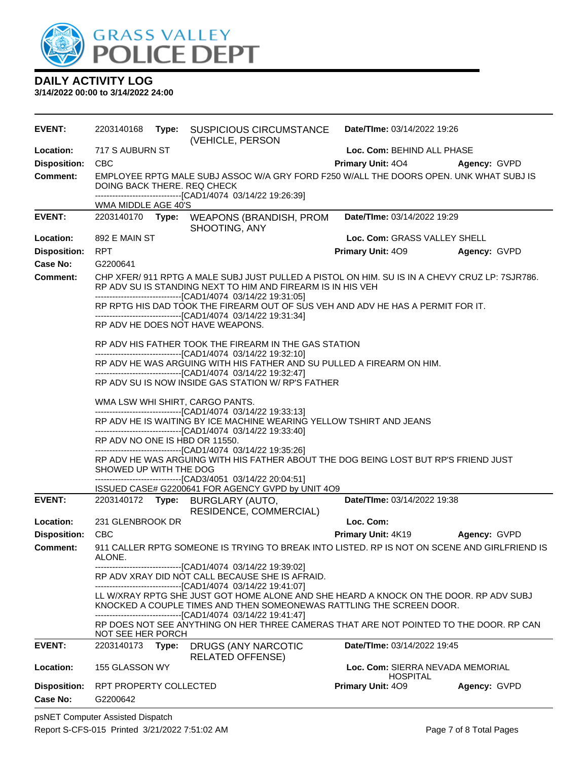# DAILY ACTIVITY LOG

**3/14/2022 00:00 to 3/14/2022 24:00**

| | | | |
|---|---|---|---|
| **EVENT:** | 2203140168 **Type:** SUSPICIOUS CIRCUMSTANCE (VEHICLE, PERSON | **Date/TIme:** 03/14/2022 19:26 | |
| **Location:** | 717 S AUBURN ST | **Loc. Com:** BEHIND ALL PHASE | |
| **Disposition:** | CBC | **Primary Unit:** 4O4 | **Agency:** GVPD |

**Comment:** EMPLOYEE RPTG MALE SUBJ ASSOC W/A GRY FORD F250 W/ALL THE DOORS OPEN. UNK WHAT SUBJ IS DOING BACK THERE. REQ CHECK
------------------------------[CAD1/4074 03/14/22 19:26:39]
WMA MIDDLE AGE 40'S

| | | | |
|---|---|---|---|
| **EVENT:** | 2203140170 **Type:** WEAPONS (BRANDISH, PROM SHOOTING, ANY | **Date/TIme:** 03/14/2022 19:29 | |
| **Location:** | 892 E MAIN ST | **Loc. Com:** GRASS VALLEY SHELL | |
| **Disposition:** | RPT | **Primary Unit:** 4O9 | **Agency:** GVPD |
| **Case No:** | G2200641 | | |

**Comment:** CHP XFER/ 911 RPTG A MALE SUBJ JUST PULLED A PISTOL ON HIM. SU IS IN A CHEVY CRUZ LP: 7SJR786. RP ADV SU IS STANDING NEXT TO HIM AND FIREARM IS IN HIS VEH
------------------------------[CAD1/4074 03/14/22 19:31:05]
RP RPTG HIS DAD TOOK THE FIREARM OUT OF SUS VEH AND ADV HE HAS A PERMIT FOR IT.
------------------------------[CAD1/4074 03/14/22 19:31:34]
RP ADV HE DOES NOT HAVE WEAPONS.

RP ADV HIS FATHER TOOK THE FIREARM IN THE GAS STATION
------------------------------[CAD1/4074 03/14/22 19:32:10]
RP ADV HE WAS ARGUING WITH HIS FATHER AND SU PULLED A FIREARM ON HIM.
------------------------------[CAD1/4074 03/14/22 19:32:47]
RP ADV SU IS NOW INSIDE GAS STATION W/ RP'S FATHER

WMA LSW WHI SHIRT, CARGO PANTS.
------------------------------[CAD1/4074 03/14/22 19:33:13]
RP ADV HE IS WAITING BY ICE MACHINE WEARING YELLOW TSHIRT AND JEANS
------------------------------[CAD1/4074 03/14/22 19:33:40]
RP ADV NO ONE IS HBD OR 11550.
------------------------------[CAD1/4074 03/14/22 19:35:26]
RP ADV HE WAS ARGUING WITH HIS FATHER ABOUT THE DOG BEING LOST BUT RP'S FRIEND JUST SHOWED UP WITH THE DOG
------------------------------[CAD3/4051 03/14/22 20:04:51]
ISSUED CASE# G2200641 FOR AGENCY GVPD by UNIT 4O9

| | | | |
|---|---|---|---|
| **EVENT:** | 2203140172 **Type:** BURGLARY (AUTO, RESIDENCE, COMMERCIAL) | **Date/TIme:** 03/14/2022 19:38 | |
| **Location:** | 231 GLENBROOK DR | **Loc. Com:** | |
| **Disposition:** | CBC | **Primary Unit:** 4K19 | **Agency:** GVPD |

**Comment:** 911 CALLER RPTG SOMEONE IS TRYING TO BREAK INTO LISTED. RP IS NOT ON SCENE AND GIRLFRIEND IS ALONE.
------------------------------[CAD1/4074 03/14/22 19:39:02]
RP ADV XRAY DID NOT CALL BECAUSE SHE IS AFRAID.
------------------------------[CAD1/4074 03/14/22 19:41:07]
LL W/XRAY RPTG SHE JUST GOT HOME ALONE AND SHE HEARD A KNOCK ON THE DOOR. RP ADV SUBJ KNOCKED A COUPLE TIMES AND THEN SOMEONEWAS RATTLING THE SCREEN DOOR.
------------------------------[CAD1/4074 03/14/22 19:41:47]
RP DOES NOT SEE ANYTHING ON HER THREE CAMERAS THAT ARE NOT POINTED TO THE DOOR. RP CAN NOT SEE HER PORCH

| | | | |
|---|---|---|---|
| **EVENT:** | 2203140173 **Type:** DRUGS (ANY NARCOTIC RELATED OFFENSE) | **Date/TIme:** 03/14/2022 19:45 | |
| **Location:** | 155 GLASSON WY | **Loc. Com:** SIERRA NEVADA MEMORIAL HOSPITAL | |
| **Disposition:** | RPT PROPERTY COLLECTED | **Primary Unit:** 4O9 | **Agency:** GVPD |
| **Case No:** | G2200642 | | |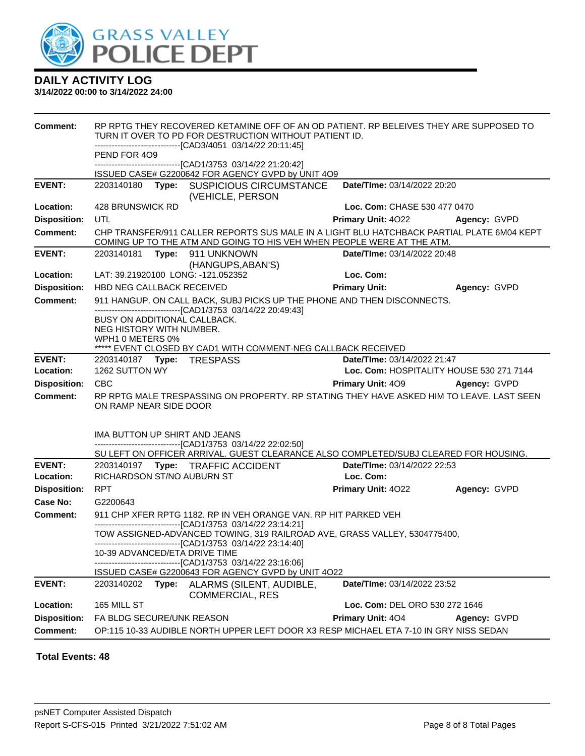# DAILY ACTIVITY LOG

**3/14/2022 00:00 to 3/14/2022 24:00**

**Comment:** RP RPTG THEY RECOVERED KETAMINE OFF OF AN OD PATIENT. RP BELEIVES THEY ARE SUPPOSED TO TURN IT OVER TO PD FOR DESTRUCTION WITHOUT PATIENT ID.
------------------------------[CAD3/4051 03/14/22 20:11:45]
PEND FOR 4O9
------------------------------[CAD1/3753 03/14/22 21:20:42]
ISSUED CASE# G2200642 FOR AGENCY GVPD by UNIT 4O9

---

**EVENT:** 2203140180 **Type:** SUSPICIOUS CIRCUMSTANCE (VEHICLE, PERSON **Date/TIme:** 03/14/2022 20:20
**Location:** 428 BRUNSWICK RD **Loc. Com:** CHASE 530 477 0470
**Disposition:** UTL **Primary Unit:** 4O22 **Agency:** GVPD
**Comment:** CHP TRANSFER/911 CALLER REPORTS SUS MALE IN A LIGHT BLU HATCHBACK PARTIAL PLATE 6M04 KEPT COMING UP TO THE ATM AND GOING TO HIS VEH WHEN PEOPLE WERE AT THE ATM.

---

**EVENT:** 2203140181 **Type:** 911 UNKNOWN (HANGUPS,ABAN'S) **Date/TIme:** 03/14/2022 20:48
**Location:** LAT: 39.21920100 LONG: -121.052352 **Loc. Com:**
**Disposition:** HBD NEG CALLBACK RECEIVED **Primary Unit:** **Agency:** GVPD
**Comment:** 911 HANGUP. ON CALL BACK, SUBJ PICKS UP THE PHONE AND THEN DISCONNECTS.
------------------------------[CAD1/3753 03/14/22 20:49:43]
BUSY ON ADDITIONAL CALLBACK.
NEG HISTORY WITH NUMBER.
WPH1 0 METERS 0%
***** EVENT CLOSED BY CAD1 WITH COMMENT-NEG CALLBACK RECEIVED

---

**EVENT:** 2203140187 **Type:** TRESPASS **Date/TIme:** 03/14/2022 21:47
**Location:** 1262 SUTTON WY **Loc. Com:** HOSPITALITY HOUSE 530 271 7144
**Disposition:** CBC **Primary Unit:** 4O9 **Agency:** GVPD
**Comment:** RP RPTG MALE TRESPASSING ON PROPERTY. RP STATING THEY HAVE ASKED HIM TO LEAVE. LAST SEEN ON RAMP NEAR SIDE DOOR

IMA BUTTON UP SHIRT AND JEANS
------------------------------[CAD1/3753 03/14/22 22:02:50]
SU LEFT ON OFFICER ARRIVAL. GUEST CLEARANCE ALSO COMPLETED/SUBJ CLEARED FOR HOUSING.

---

**EVENT:** 2203140197 **Type:** TRAFFIC ACCIDENT **Date/TIme:** 03/14/2022 22:53
**Location:** RICHARDSON ST/NO AUBURN ST **Loc. Com:**
**Disposition:** RPT **Primary Unit:** 4O22 **Agency:** GVPD
**Case No:** G2200643
**Comment:** 911 CHP XFER RPTG 1182. RP IN VEH ORANGE VAN. RP HIT PARKED VEH
------------------------------[CAD1/3753 03/14/22 23:14:21]
TOW ASSIGNED-ADVANCED TOWING, 319 RAILROAD AVE, GRASS VALLEY, 5304775400,
------------------------------[CAD1/3753 03/14/22 23:14:40]
10-39 ADVANCED/ETA DRIVE TIME
------------------------------[CAD1/3753 03/14/22 23:16:06]
ISSUED CASE# G2200643 FOR AGENCY GVPD by UNIT 4O22

---

**EVENT:** 2203140202 **Type:** ALARMS (SILENT, AUDIBLE, COMMERCIAL, RES **Date/TIme:** 03/14/2022 23:52
**Location:** 165 MILL ST **Loc. Com:** DEL ORO 530 272 1646
**Disposition:** FA BLDG SECURE/UNK REASON **Primary Unit:** 4O4 **Agency:** GVPD
**Comment:** OP:115 10-33 AUDIBLE NORTH UPPER LEFT DOOR X3 RESP MICHAEL ETA 7-10 IN GRY NISS SEDAN

---

**Total Events: 48**

psNET Computer Assisted Dispatch
Report S-CFS-015 Printed 3/21/2022 7:51:02 AM